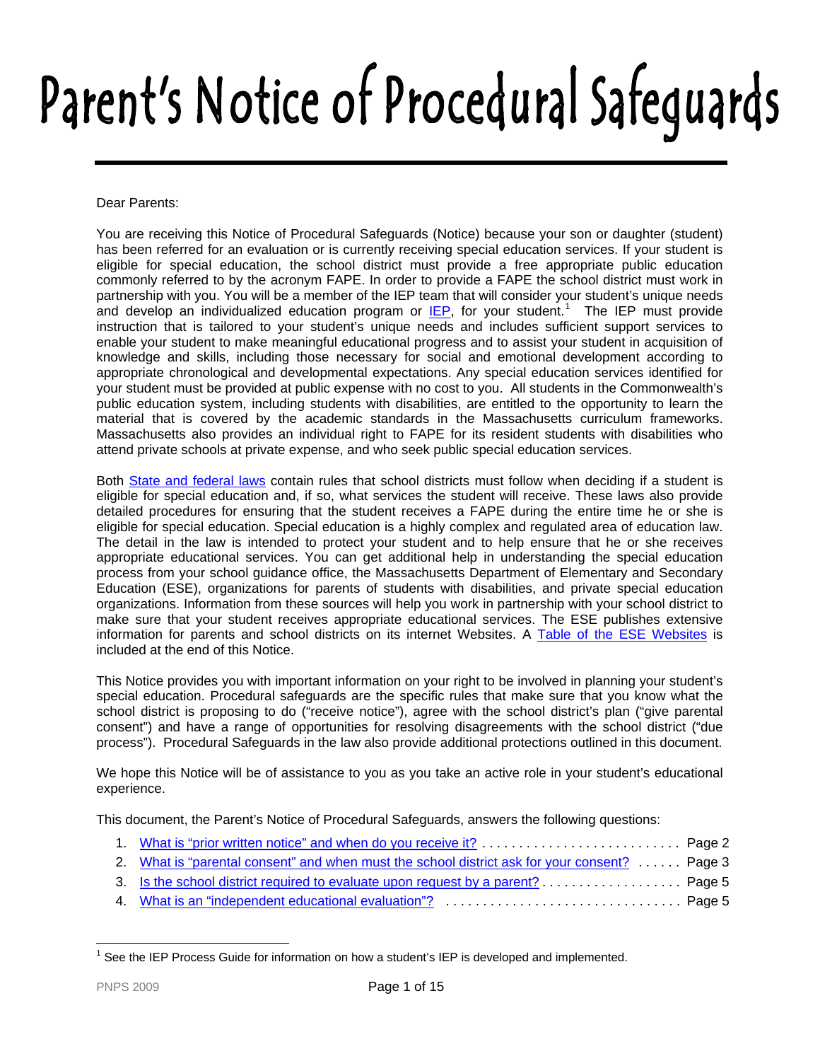# Parent's Notice of Procedural Safeguards

Dear Parents:

You are receiving this Notice of Procedural Safeguards (Notice) because your son or daughter (student) has been referred for an evaluation or is currently receiving special education services. If your student is eligible for special education, the school district must provide a free appropriate public education commonly referred to by the acronym FAPE. In order to provide a FAPE the school district must work in partnership with you. You will be a member of the IEP team that will consider your student's unique needs and develop an individualized education program or IEP, for your student.[1] The IEP must provide instruction that is tailored to your student's unique needs and includes sufficient support services to enable your student to make meaningful educational progress and to assist your student in acquisition of knowledge and skills, including those necessary for social and emotional development according to appropriate chronological and developmental expectations. Any special education services identified for your student must be provided at public expense with no cost to you. All students in the Commonwealth's public education system, including students with disabilities, are entitled to the opportunity to learn the material that is covered by the academic standards in the Massachusetts curriculum frameworks. Massachusetts also provides an individual right to FAPE for its resident students with disabilities who attend private schools at private expense, and who seek public special education services.

Both State and federal laws contain rules that school districts must follow when deciding if a student is eligible for special education and, if so, what services the student will receive. These laws also provide detailed procedures for ensuring that the student receives a FAPE during the entire time he or she is eligible for special education. Special education is a highly complex and regulated area of education law. The detail in the law is intended to protect your student and to help ensure that he or she receives appropriate educational services. You can get additional help in understanding the special education process from your school guidance office, the Massachusetts Department of Elementary and Secondary Education (ESE), organizations for parents of students with disabilities, and private special education organizations. Information from these sources will help you work in partnership with your school district to make sure that your student receives appropriate educational services. The ESE publishes extensive information for parents and school districts on its internet Websites. A Table of the ESE Websites is included at the end of this Notice.

This Notice provides you with important information on your right to be involved in planning your student's special education. Procedural safeguards are the specific rules that make sure that you know what the school district is proposing to do ("receive notice"), agree with the school district's plan ("give parental consent") and have a range of opportunities for resolving disagreements with the school district ("due process"). Procedural Safeguards in the law also provide additional protections outlined in this document.

We hope this Notice will be of assistance to you as you take an active role in your student's educational experience.

This document, the Parent's Notice of Procedural Safeguards, answers the following questions:

1. What is "prior written notice" and when do you receive it? . . . . . . . . . . . . . . . . . . . . . . . . . . . Page 2
2. What is "parental consent" and when must the school district ask for your consent? . . . . . . Page 3
3. Is the school district required to evaluate upon request by a parent? . . . . . . . . . . . . . . . . . . . Page 5
4. What is an "independent educational evaluation"? . . . . . . . . . . . . . . . . . . . . . . . . . . . . . . . Page 5

---

[1] See the IEP Process Guide for information on how a student's IEP is developed and implemented.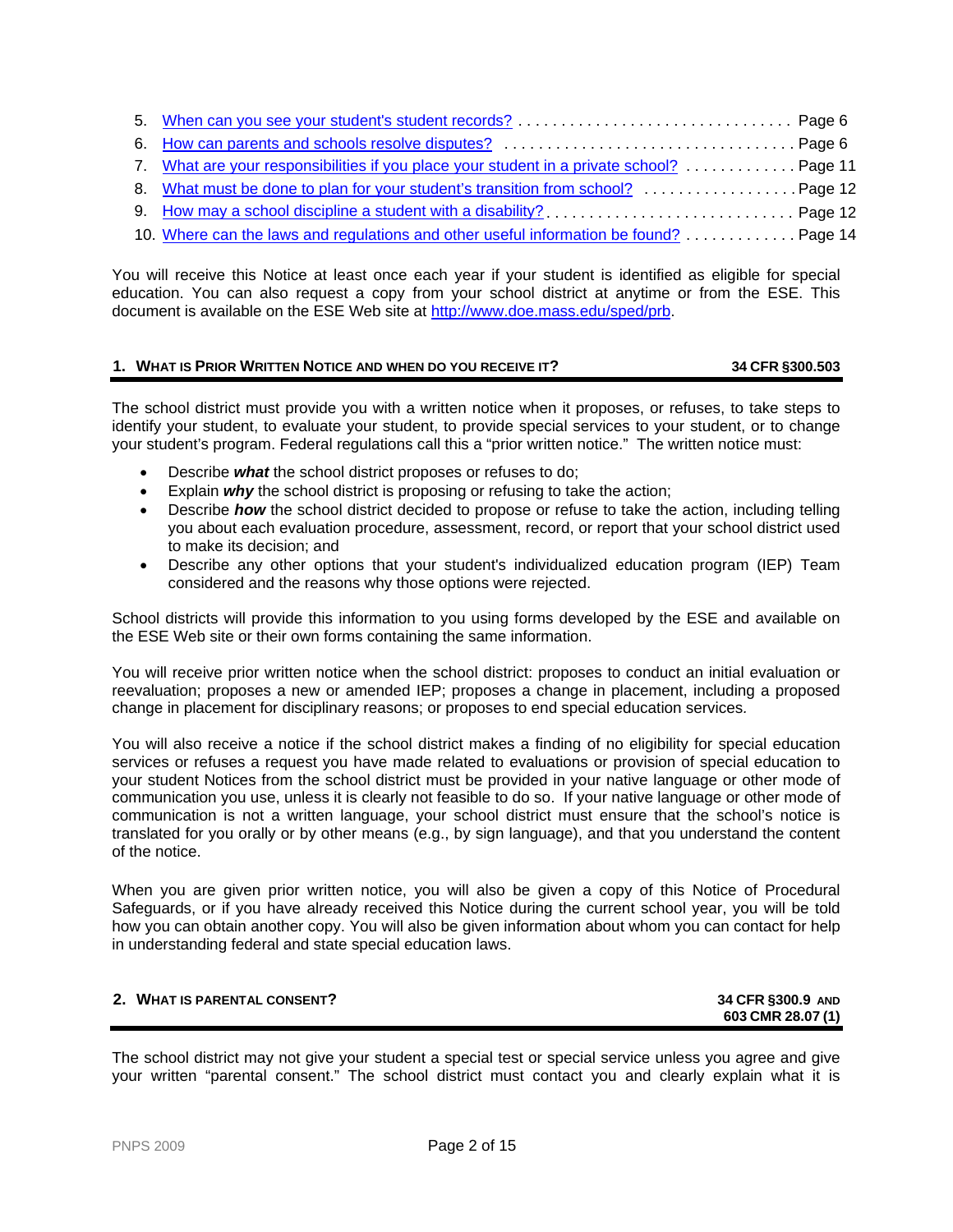5. [When can you see your student's student records?](#) . . . . . . . . . . . . . . . . . . . . . . . . . . . . . . . . Page 6
6. [How can parents and schools resolve disputes?](#) . . . . . . . . . . . . . . . . . . . . . . . . . . . . . . . . . . Page 6
7. [What are your responsibilities if you place your student in a private school?](#) . . . . . . . . . . . . . Page 11
8. [What must be done to plan for your student's transition from school?](#) . . . . . . . . . . . . . . . . . . Page 12
9. [How may a school discipline a student with a disability?](#) . . . . . . . . . . . . . . . . . . . . . . . . . . . . . Page 12
10. [Where can the laws and regulations and other useful information be found?](#) . . . . . . . . . . . . . Page 14

You will receive this Notice at least once each year if your student is identified as eligible for special education. You can also request a copy from your school district at anytime or from the ESE. This document is available on the ESE Web site at http://www.doe.mass.edu/sped/prb.

## 1. What is Prior Written Notice and when do you receive it? — 34 CFR §300.503

The school district must provide you with a written notice when it proposes, or refuses, to take steps to identify your student, to evaluate your student, to provide special services to your student, or to change your student's program. Federal regulations call this a "prior written notice." The written notice must:

- Describe ***what*** the school district proposes or refuses to do;
- Explain ***why*** the school district is proposing or refusing to take the action;
- Describe ***how*** the school district decided to propose or refuse to take the action, including telling you about each evaluation procedure, assessment, record, or report that your school district used to make its decision; and
- Describe any other options that your student's individualized education program (IEP) Team considered and the reasons why those options were rejected.

School districts will provide this information to you using forms developed by the ESE and available on the ESE Web site or their own forms containing the same information.

You will receive prior written notice when the school district: proposes to conduct an initial evaluation or reevaluation; proposes a new or amended IEP; proposes a change in placement, including a proposed change in placement for disciplinary reasons; or proposes to end special education services.

You will also receive a notice if the school district makes a finding of no eligibility for special education services or refuses a request you have made related to evaluations or provision of special education to your student Notices from the school district must be provided in your native language or other mode of communication you use, unless it is clearly not feasible to do so. If your native language or other mode of communication is not a written language, your school district must ensure that the school's notice is translated for you orally or by other means (e.g., by sign language), and that you understand the content of the notice.

When you are given prior written notice, you will also be given a copy of this Notice of Procedural Safeguards, or if you have already received this Notice during the current school year, you will be told how you can obtain another copy. You will also be given information about whom you can contact for help in understanding federal and state special education laws.

## 2. What is parental consent? — 34 CFR §300.9 and 603 CMR 28.07 (1)

The school district may not give your student a special test or special service unless you agree and give your written "parental consent." The school district must contact you and clearly explain what it is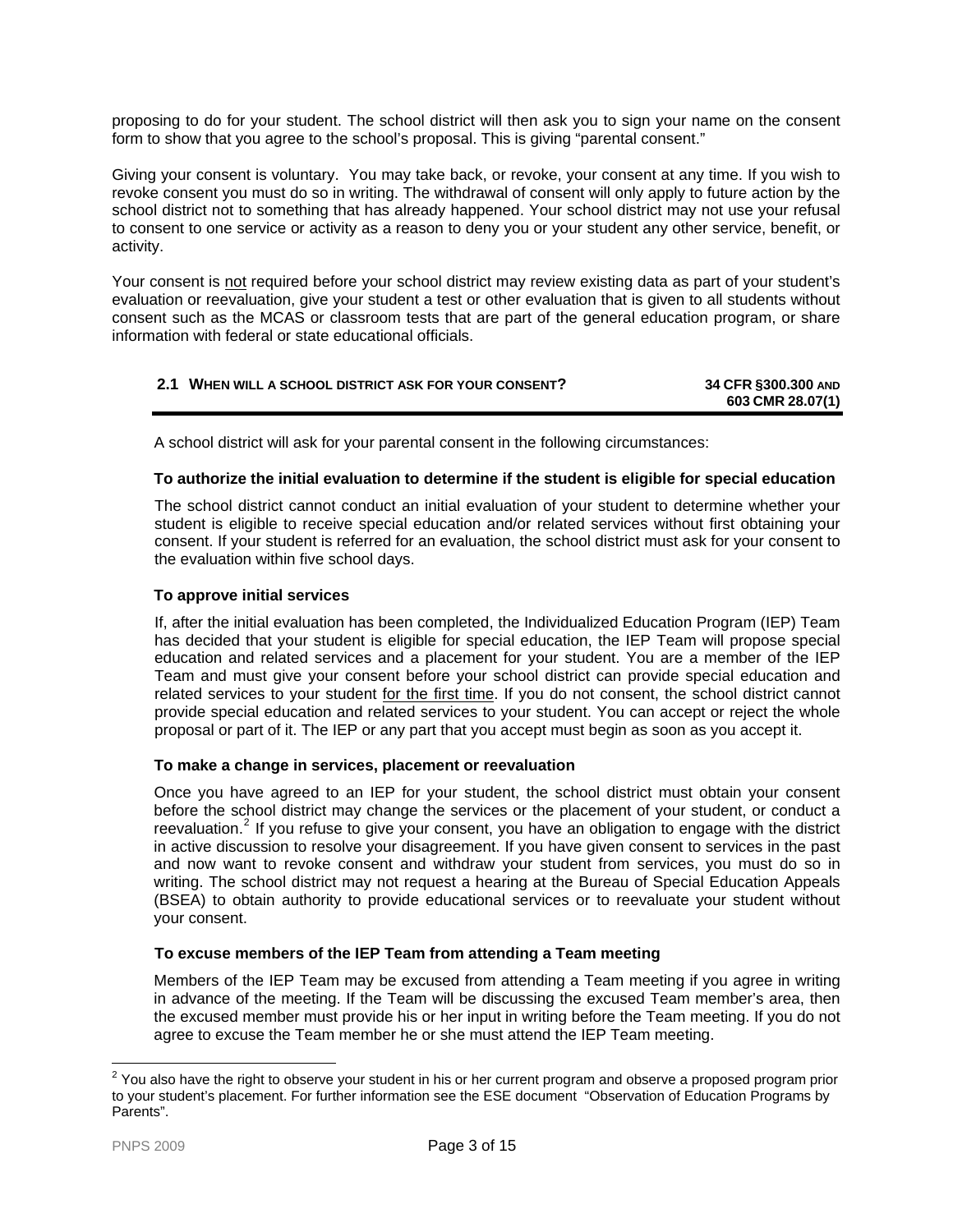proposing to do for your student. The school district will then ask you to sign your name on the consent form to show that you agree to the school's proposal. This is giving "parental consent."

Giving your consent is voluntary. You may take back, or revoke, your consent at any time. If you wish to revoke consent you must do so in writing. The withdrawal of consent will only apply to future action by the school district not to something that has already happened. Your school district may not use your refusal to consent to one service or activity as a reason to deny you or your student any other service, benefit, or activity.

Your consent is not required before your school district may review existing data as part of your student's evaluation or reevaluation, give your student a test or other evaluation that is given to all students without consent such as the MCAS or classroom tests that are part of the general education program, or share information with federal or state educational officials.

## 2.1 WHEN WILL A SCHOOL DISTRICT ASK FOR YOUR CONSENT? — 34 CFR §300.300 AND 603 CMR 28.07(1)

A school district will ask for your parental consent in the following circumstances:

**To authorize the initial evaluation to determine if the student is eligible for special education**

The school district cannot conduct an initial evaluation of your student to determine whether your student is eligible to receive special education and/or related services without first obtaining your consent. If your student is referred for an evaluation, the school district must ask for your consent to the evaluation within five school days.

**To approve initial services**

If, after the initial evaluation has been completed, the Individualized Education Program (IEP) Team has decided that your student is eligible for special education, the IEP Team will propose special education and related services and a placement for your student. You are a member of the IEP Team and must give your consent before your school district can provide special education and related services to your student for the first time. If you do not consent, the school district cannot provide special education and related services to your student. You can accept or reject the whole proposal or part of it. The IEP or any part that you accept must begin as soon as you accept it.

**To make a change in services, placement or reevaluation**

Once you have agreed to an IEP for your student, the school district must obtain your consent before the school district may change the services or the placement of your student, or conduct a reevaluation.[2] If you refuse to give your consent, you have an obligation to engage with the district in active discussion to resolve your disagreement. If you have given consent to services in the past and now want to revoke consent and withdraw your student from services, you must do so in writing. The school district may not request a hearing at the Bureau of Special Education Appeals (BSEA) to obtain authority to provide educational services or to reevaluate your student without your consent.

**To excuse members of the IEP Team from attending a Team meeting**

Members of the IEP Team may be excused from attending a Team meeting if you agree in writing in advance of the meeting. If the Team will be discussing the excused Team member's area, then the excused member must provide his or her input in writing before the Team meeting. If you do not agree to excuse the Team member he or she must attend the IEP Team meeting.

---

[2] You also have the right to observe your student in his or her current program and observe a proposed program prior to your student's placement. For further information see the ESE document "Observation of Education Programs by Parents".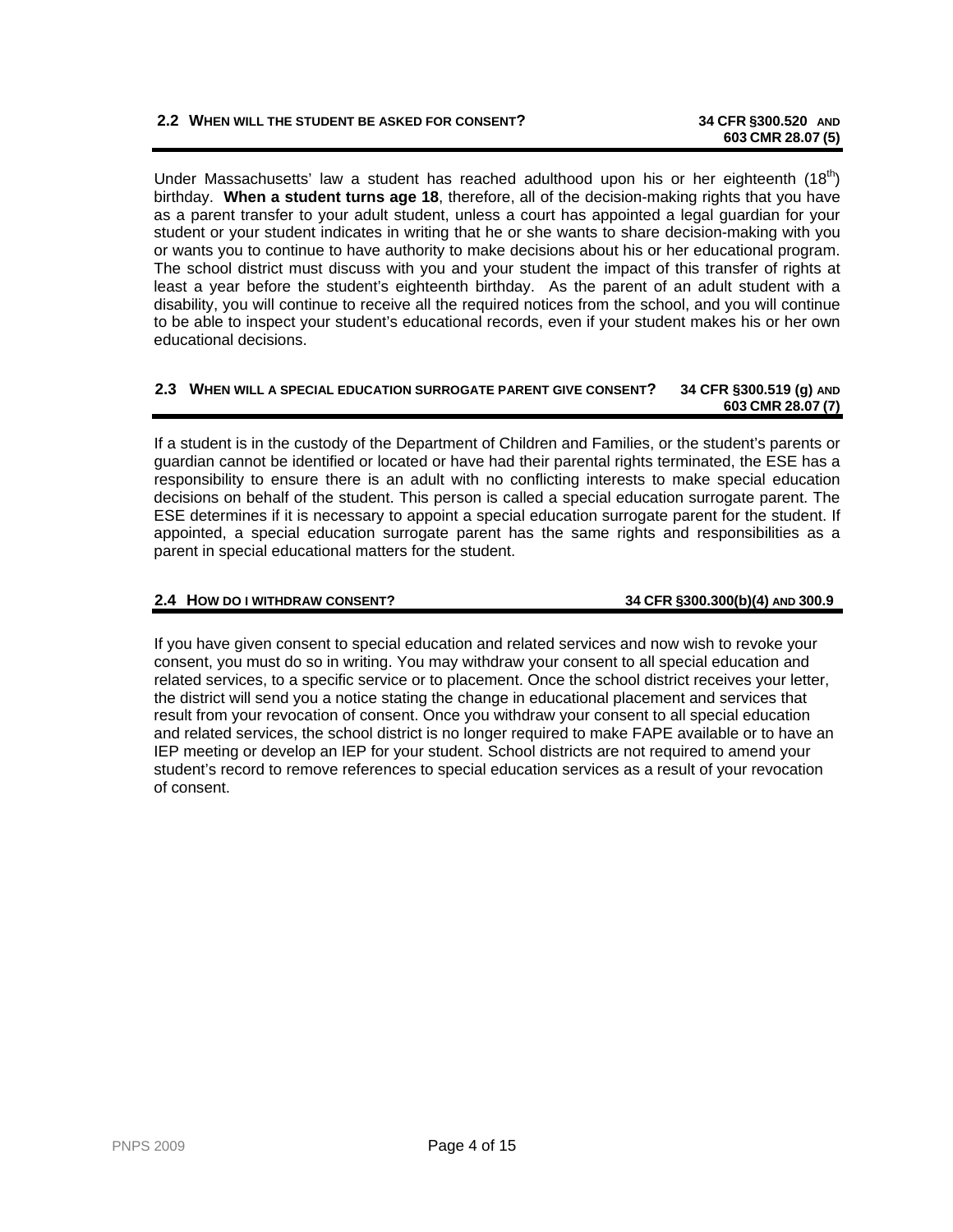## 2.2 When will the student be asked for consent? 34 CFR §300.520 and 603 CMR 28.07 (5)

Under Massachusetts' law a student has reached adulthood upon his or her eighteenth ($18^{th}$) birthday. **When a student turns age 18**, therefore, all of the decision-making rights that you have as a parent transfer to your adult student, unless a court has appointed a legal guardian for your student or your student indicates in writing that he or she wants to share decision-making with you or wants you to continue to have authority to make decisions about his or her educational program. The school district must discuss with you and your student the impact of this transfer of rights at least a year before the student's eighteenth birthday. As the parent of an adult student with a disability, you will continue to receive all the required notices from the school, and you will continue to be able to inspect your student's educational records, even if your student makes his or her own educational decisions.

## 2.3 When will a special education surrogate parent give consent? 34 CFR §300.519 (g) and 603 CMR 28.07 (7)

If a student is in the custody of the Department of Children and Families, or the student's parents or guardian cannot be identified or located or have had their parental rights terminated, the ESE has a responsibility to ensure there is an adult with no conflicting interests to make special education decisions on behalf of the student. This person is called a special education surrogate parent. The ESE determines if it is necessary to appoint a special education surrogate parent for the student. If appointed, a special education surrogate parent has the same rights and responsibilities as a parent in special educational matters for the student.

## 2.4 How do I withdraw consent? 34 CFR §300.300(b)(4) and 300.9

If you have given consent to special education and related services and now wish to revoke your consent, you must do so in writing. You may withdraw your consent to all special education and related services, to a specific service or to placement. Once the school district receives your letter, the district will send you a notice stating the change in educational placement and services that result from your revocation of consent. Once you withdraw your consent to all special education and related services, the school district is no longer required to make FAPE available or to have an IEP meeting or develop an IEP for your student. School districts are not required to amend your student's record to remove references to special education services as a result of your revocation of consent.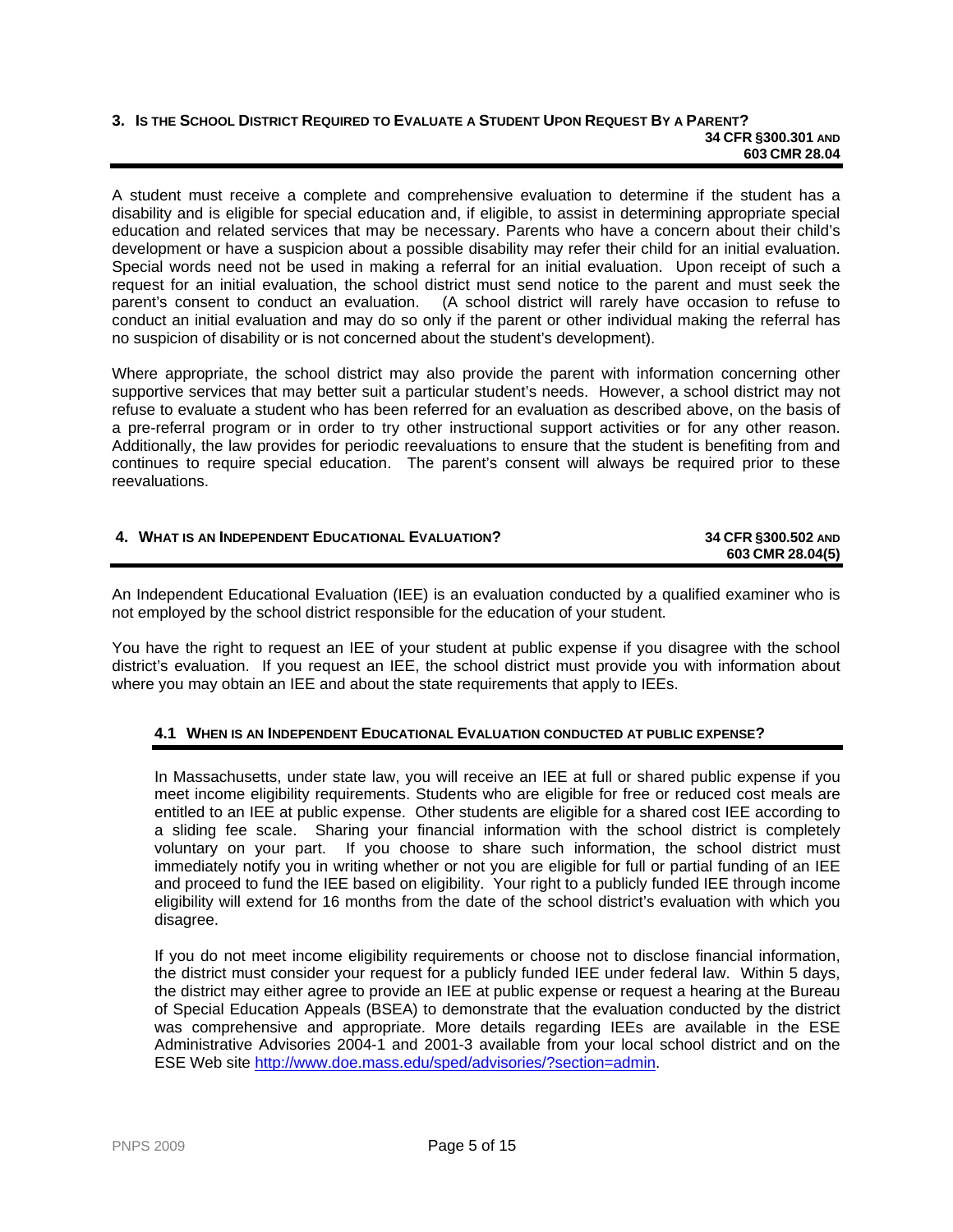## 3. Is the School District Required to Evaluate a Student Upon Request By a Parent?

**34 CFR §300.301 and 603 CMR 28.04**

A student must receive a complete and comprehensive evaluation to determine if the student has a disability and is eligible for special education and, if eligible, to assist in determining appropriate special education and related services that may be necessary. Parents who have a concern about their child's development or have a suspicion about a possible disability may refer their child for an initial evaluation. Special words need not be used in making a referral for an initial evaluation. Upon receipt of such a request for an initial evaluation, the school district must send notice to the parent and must seek the parent's consent to conduct an evaluation. (A school district will rarely have occasion to refuse to conduct an initial evaluation and may do so only if the parent or other individual making the referral has no suspicion of disability or is not concerned about the student's development).

Where appropriate, the school district may also provide the parent with information concerning other supportive services that may better suit a particular student's needs. However, a school district may not refuse to evaluate a student who has been referred for an evaluation as described above, on the basis of a pre-referral program or in order to try other instructional support activities or for any other reason. Additionally, the law provides for periodic reevaluations to ensure that the student is benefiting from and continues to require special education. The parent's consent will always be required prior to these reevaluations.

## 4. What is an Independent Educational Evaluation?

**34 CFR §300.502 and 603 CMR 28.04(5)**

An Independent Educational Evaluation (IEE) is an evaluation conducted by a qualified examiner who is not employed by the school district responsible for the education of your student.

You have the right to request an IEE of your student at public expense if you disagree with the school district's evaluation. If you request an IEE, the school district must provide you with information about where you may obtain an IEE and about the state requirements that apply to IEEs.

### 4.1 When is an Independent Educational Evaluation conducted at public expense?

In Massachusetts, under state law, you will receive an IEE at full or shared public expense if you meet income eligibility requirements. Students who are eligible for free or reduced cost meals are entitled to an IEE at public expense. Other students are eligible for a shared cost IEE according to a sliding fee scale. Sharing your financial information with the school district is completely voluntary on your part. If you choose to share such information, the school district must immediately notify you in writing whether or not you are eligible for full or partial funding of an IEE and proceed to fund the IEE based on eligibility. Your right to a publicly funded IEE through income eligibility will extend for 16 months from the date of the school district's evaluation with which you disagree.

If you do not meet income eligibility requirements or choose not to disclose financial information, the district must consider your request for a publicly funded IEE under federal law. Within 5 days, the district may either agree to provide an IEE at public expense or request a hearing at the Bureau of Special Education Appeals (BSEA) to demonstrate that the evaluation conducted by the district was comprehensive and appropriate. More details regarding IEEs are available in the ESE Administrative Advisories 2004-1 and 2001-3 available from your local school district and on the ESE Web site http://www.doe.mass.edu/sped/advisories/?section=admin.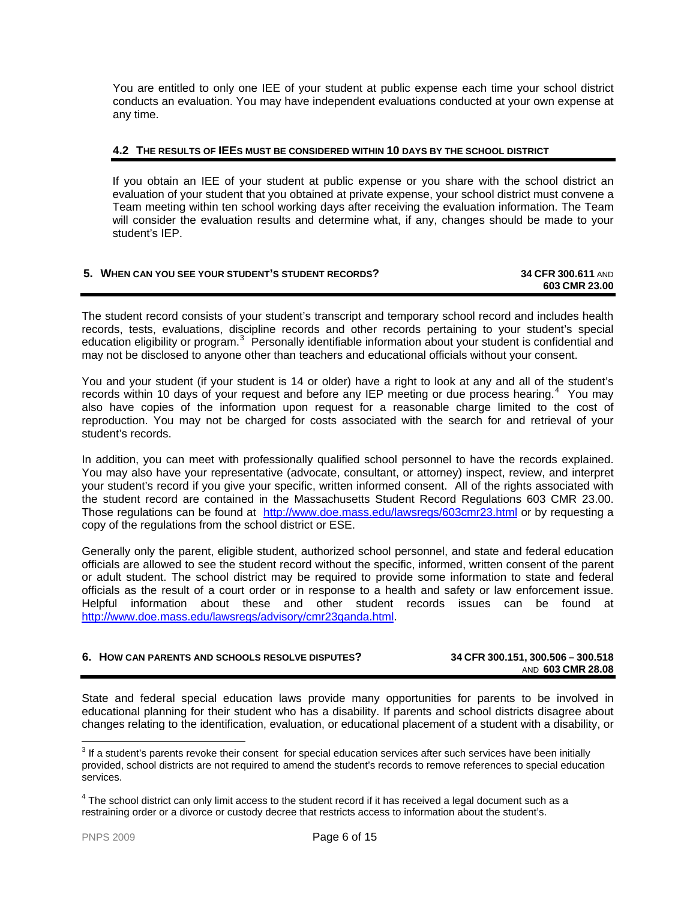You are entitled to only one IEE of your student at public expense each time your school district conducts an evaluation. You may have independent evaluations conducted at your own expense at any time.

### 4.2 The results of IEEs must be considered within 10 days by the school district

If you obtain an IEE of your student at public expense or you share with the school district an evaluation of your student that you obtained at private expense, your school district must convene a Team meeting within ten school working days after receiving the evaluation information. The Team will consider the evaluation results and determine what, if any, changes should be made to your student's IEP.

## 5. When can you see your student's student records?

**34 CFR 300.611** and **603 CMR 23.00**

The student record consists of your student's transcript and temporary school record and includes health records, tests, evaluations, discipline records and other records pertaining to your student's special education eligibility or program.[3] Personally identifiable information about your student is confidential and may not be disclosed to anyone other than teachers and educational officials without your consent.

You and your student (if your student is 14 or older) have a right to look at any and all of the student's records within 10 days of your request and before any IEP meeting or due process hearing.[4] You may also have copies of the information upon request for a reasonable charge limited to the cost of reproduction. You may not be charged for costs associated with the search for and retrieval of your student's records.

In addition, you can meet with professionally qualified school personnel to have the records explained. You may also have your representative (advocate, consultant, or attorney) inspect, review, and interpret your student's record if you give your specific, written informed consent. All of the rights associated with the student record are contained in the Massachusetts Student Record Regulations 603 CMR 23.00. Those regulations can be found at http://www.doe.mass.edu/lawsregs/603cmr23.html or by requesting a copy of the regulations from the school district or ESE.

Generally only the parent, eligible student, authorized school personnel, and state and federal education officials are allowed to see the student record without the specific, informed, written consent of the parent or adult student. The school district may be required to provide some information to state and federal officials as the result of a court order or in response to a health and safety or law enforcement issue. Helpful information about these and other student records issues can be found at http://www.doe.mass.edu/lawsregs/advisory/cmr23qanda.html.

## 6. How can parents and schools resolve disputes?

**34 CFR 300.151, 300.506 – 300.518** and **603 CMR 28.08**

State and federal special education laws provide many opportunities for parents to be involved in educational planning for their student who has a disability. If parents and school districts disagree about changes relating to the identification, evaluation, or educational placement of a student with a disability, or

---

[3] If a student's parents revoke their consent for special education services after such services have been initially provided, school districts are not required to amend the student's records to remove references to special education services.

[4] The school district can only limit access to the student record if it has received a legal document such as a restraining order or a divorce or custody decree that restricts access to information about the student's.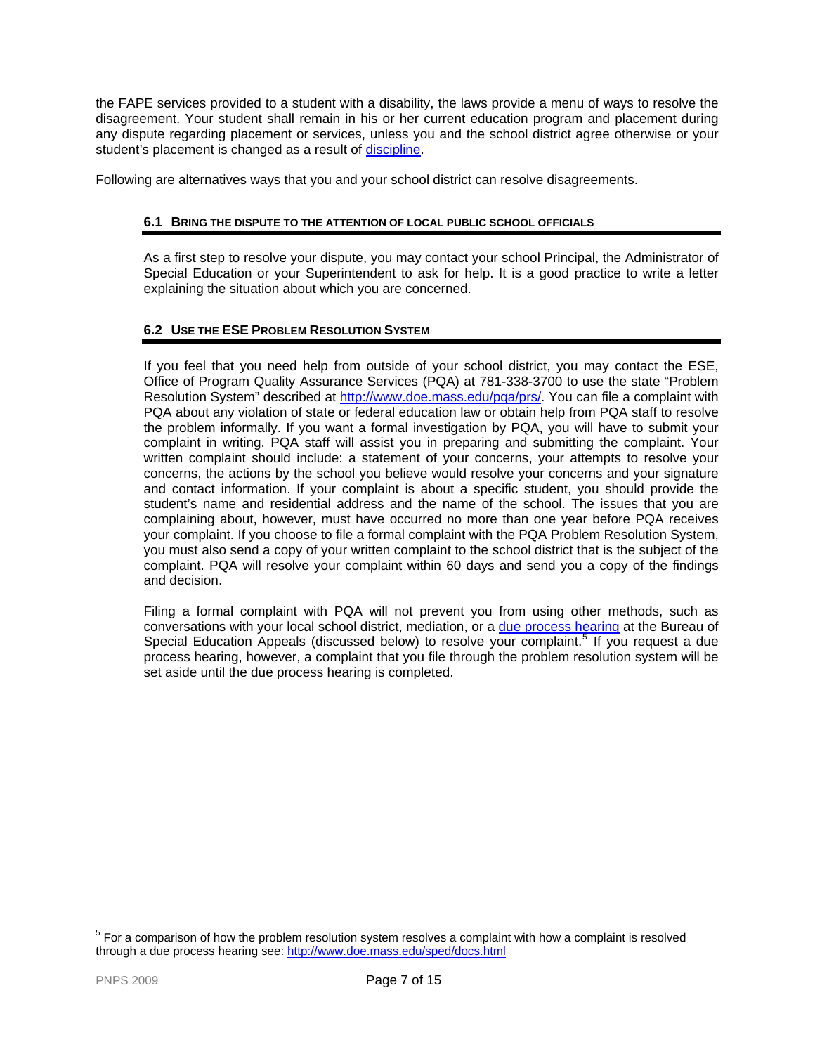the FAPE services provided to a student with a disability, the laws provide a menu of ways to resolve the disagreement. Your student shall remain in his or her current education program and placement during any dispute regarding placement or services, unless you and the school district agree otherwise or your student's placement is changed as a result of discipline.

Following are alternatives ways that you and your school district can resolve disagreements.

### 6.1 Bring the dispute to the attention of local public school officials

As a first step to resolve your dispute, you may contact your school Principal, the Administrator of Special Education or your Superintendent to ask for help. It is a good practice to write a letter explaining the situation about which you are concerned.

### 6.2 Use the ESE Problem Resolution System

If you feel that you need help from outside of your school district, you may contact the ESE, Office of Program Quality Assurance Services (PQA) at 781-338-3700 to use the state "Problem Resolution System" described at http://www.doe.mass.edu/pqa/prs/. You can file a complaint with PQA about any violation of state or federal education law or obtain help from PQA staff to resolve the problem informally. If you want a formal investigation by PQA, you will have to submit your complaint in writing. PQA staff will assist you in preparing and submitting the complaint. Your written complaint should include: a statement of your concerns, your attempts to resolve your concerns, the actions by the school you believe would resolve your concerns and your signature and contact information. If your complaint is about a specific student, you should provide the student's name and residential address and the name of the school. The issues that you are complaining about, however, must have occurred no more than one year before PQA receives your complaint. If you choose to file a formal complaint with the PQA Problem Resolution System, you must also send a copy of your written complaint to the school district that is the subject of the complaint. PQA will resolve your complaint within 60 days and send you a copy of the findings and decision.

Filing a formal complaint with PQA will not prevent you from using other methods, such as conversations with your local school district, mediation, or a due process hearing at the Bureau of Special Education Appeals (discussed below) to resolve your complaint.[5] If you request a due process hearing, however, a complaint that you file through the problem resolution system will be set aside until the due process hearing is completed.

---

[5] For a comparison of how the problem resolution system resolves a complaint with how a complaint is resolved through a due process hearing see: http://www.doe.mass.edu/sped/docs.html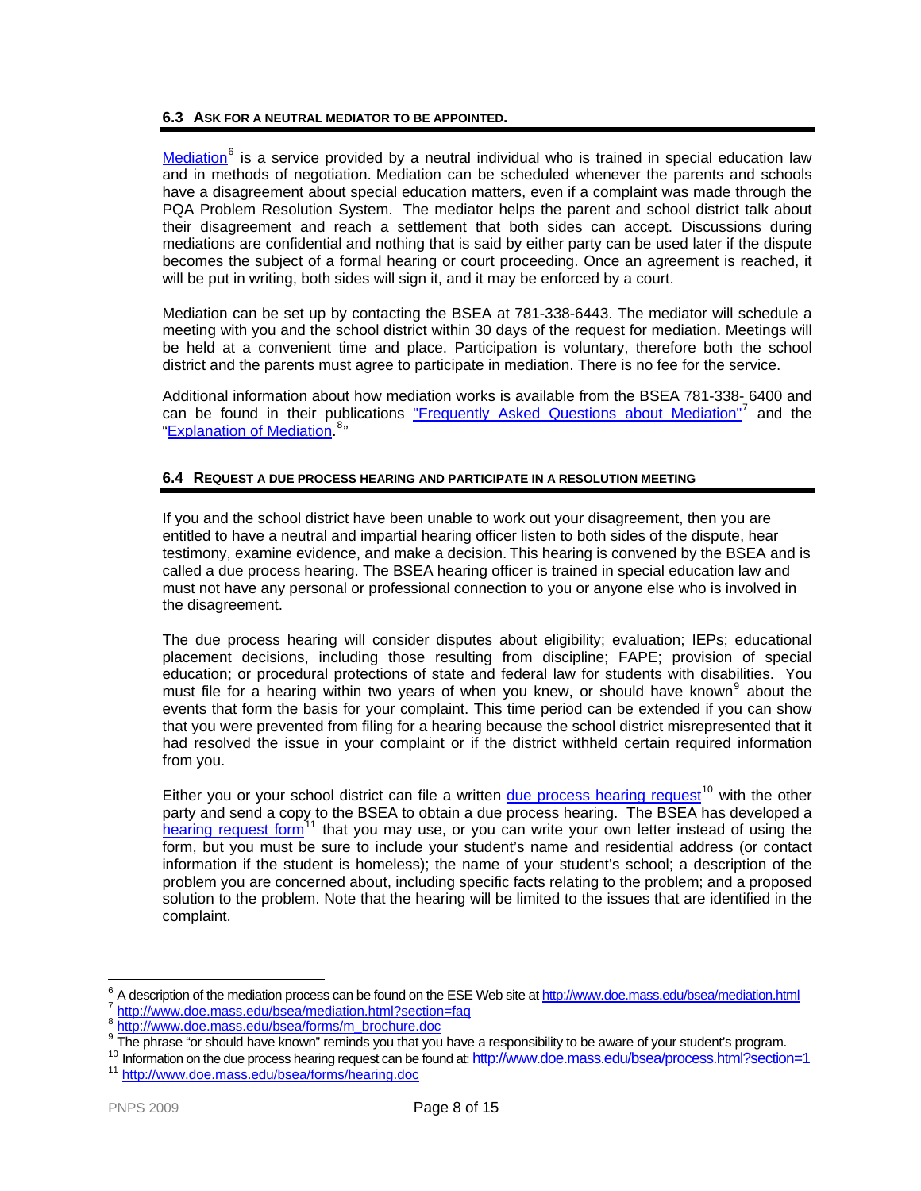### 6.3 ASK FOR A NEUTRAL MEDIATOR TO BE APPOINTED.

Mediation[6] is a service provided by a neutral individual who is trained in special education law and in methods of negotiation. Mediation can be scheduled whenever the parents and schools have a disagreement about special education matters, even if a complaint was made through the PQA Problem Resolution System. The mediator helps the parent and school district talk about their disagreement and reach a settlement that both sides can accept. Discussions during mediations are confidential and nothing that is said by either party can be used later if the dispute becomes the subject of a formal hearing or court proceeding. Once an agreement is reached, it will be put in writing, both sides will sign it, and it may be enforced by a court.

Mediation can be set up by contacting the BSEA at 781-338-6443. The mediator will schedule a meeting with you and the school district within 30 days of the request for mediation. Meetings will be held at a convenient time and place. Participation is voluntary, therefore both the school district and the parents must agree to participate in mediation. There is no fee for the service.

Additional information about how mediation works is available from the BSEA 781-338- 6400 and can be found in their publications "Frequently Asked Questions about Mediation"[7] and the "Explanation of Mediation.[8]"

### 6.4 REQUEST A DUE PROCESS HEARING AND PARTICIPATE IN A RESOLUTION MEETING

If you and the school district have been unable to work out your disagreement, then you are entitled to have a neutral and impartial hearing officer listen to both sides of the dispute, hear testimony, examine evidence, and make a decision. This hearing is convened by the BSEA and is called a due process hearing. The BSEA hearing officer is trained in special education law and must not have any personal or professional connection to you or anyone else who is involved in the disagreement.

The due process hearing will consider disputes about eligibility; evaluation; IEPs; educational placement decisions, including those resulting from discipline; FAPE; provision of special education; or procedural protections of state and federal law for students with disabilities. You must file for a hearing within two years of when you knew, or should have known[9] about the events that form the basis for your complaint. This time period can be extended if you can show that you were prevented from filing for a hearing because the school district misrepresented that it had resolved the issue in your complaint or if the district withheld certain required information from you.

Either you or your school district can file a written due process hearing request[10] with the other party and send a copy to the BSEA to obtain a due process hearing. The BSEA has developed a hearing request form[11] that you may use, or you can write your own letter instead of using the form, but you must be sure to include your student's name and residential address (or contact information if the student is homeless); the name of your student's school; a description of the problem you are concerned about, including specific facts relating to the problem; and a proposed solution to the problem. Note that the hearing will be limited to the issues that are identified in the complaint.

---

[6] A description of the mediation process can be found on the ESE Web site at http://www.doe.mass.edu/bsea/mediation.html

[7] http://www.doe.mass.edu/bsea/mediation.html?section=faq

[8] http://www.doe.mass.edu/bsea/forms/m_brochure.doc

[9] The phrase "or should have known" reminds you that you have a responsibility to be aware of your student's program.

[10] Information on the due process hearing request can be found at: http://www.doe.mass.edu/bsea/process.html?section=1

[11] http://www.doe.mass.edu/bsea/forms/hearing.doc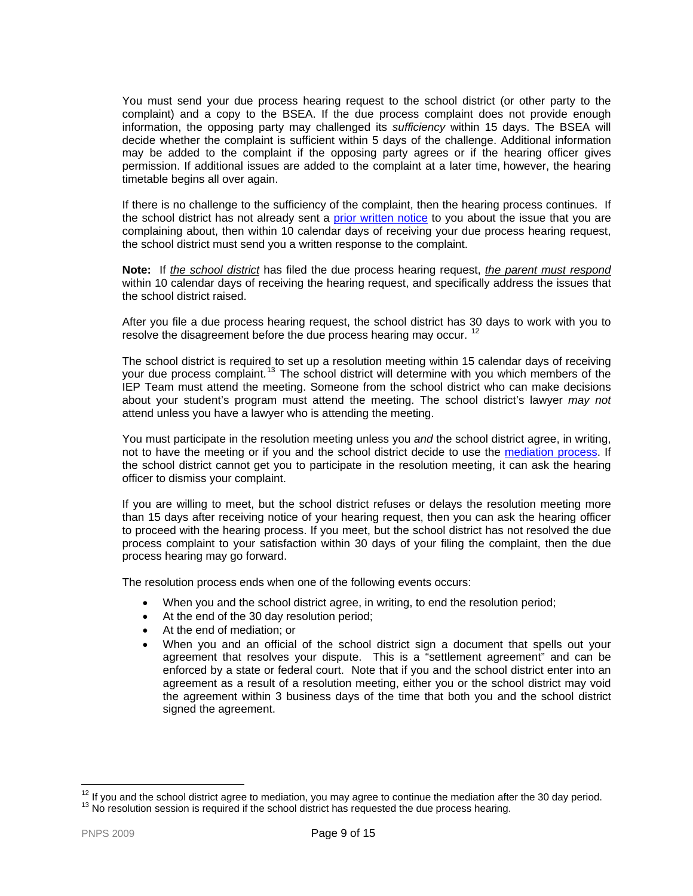You must send your due process hearing request to the school district (or other party to the complaint) and a copy to the BSEA. If the due process complaint does not provide enough information, the opposing party may challenged its *sufficiency* within 15 days. The BSEA will decide whether the complaint is sufficient within 5 days of the challenge. Additional information may be added to the complaint if the opposing party agrees or if the hearing officer gives permission. If additional issues are added to the complaint at a later time, however, the hearing timetable begins all over again.

If there is no challenge to the sufficiency of the complaint, then the hearing process continues. If the school district has not already sent a prior written notice to you about the issue that you are complaining about, then within 10 calendar days of receiving your due process hearing request, the school district must send you a written response to the complaint.

**Note:** If *the school district* has filed the due process hearing request, *the parent must respond* within 10 calendar days of receiving the hearing request, and specifically address the issues that the school district raised.

After you file a due process hearing request, the school district has 30 days to work with you to resolve the disagreement before the due process hearing may occur. [12]

The school district is required to set up a resolution meeting within 15 calendar days of receiving your due process complaint.[13] The school district will determine with you which members of the IEP Team must attend the meeting. Someone from the school district who can make decisions about your student's program must attend the meeting. The school district's lawyer *may not* attend unless you have a lawyer who is attending the meeting.

You must participate in the resolution meeting unless you *and* the school district agree, in writing, not to have the meeting or if you and the school district decide to use the mediation process. If the school district cannot get you to participate in the resolution meeting, it can ask the hearing officer to dismiss your complaint.

If you are willing to meet, but the school district refuses or delays the resolution meeting more than 15 days after receiving notice of your hearing request, then you can ask the hearing officer to proceed with the hearing process. If you meet, but the school district has not resolved the due process complaint to your satisfaction within 30 days of your filing the complaint, then the due process hearing may go forward.

The resolution process ends when one of the following events occurs:

- When you and the school district agree, in writing, to end the resolution period;
- At the end of the 30 day resolution period;
- At the end of mediation; or
- When you and an official of the school district sign a document that spells out your agreement that resolves your dispute. This is a "settlement agreement" and can be enforced by a state or federal court. Note that if you and the school district enter into an agreement as a result of a resolution meeting, either you or the school district may void the agreement within 3 business days of the time that both you and the school district signed the agreement.

---

[12] If you and the school district agree to mediation, you may agree to continue the mediation after the 30 day period.

[13] No resolution session is required if the school district has requested the due process hearing.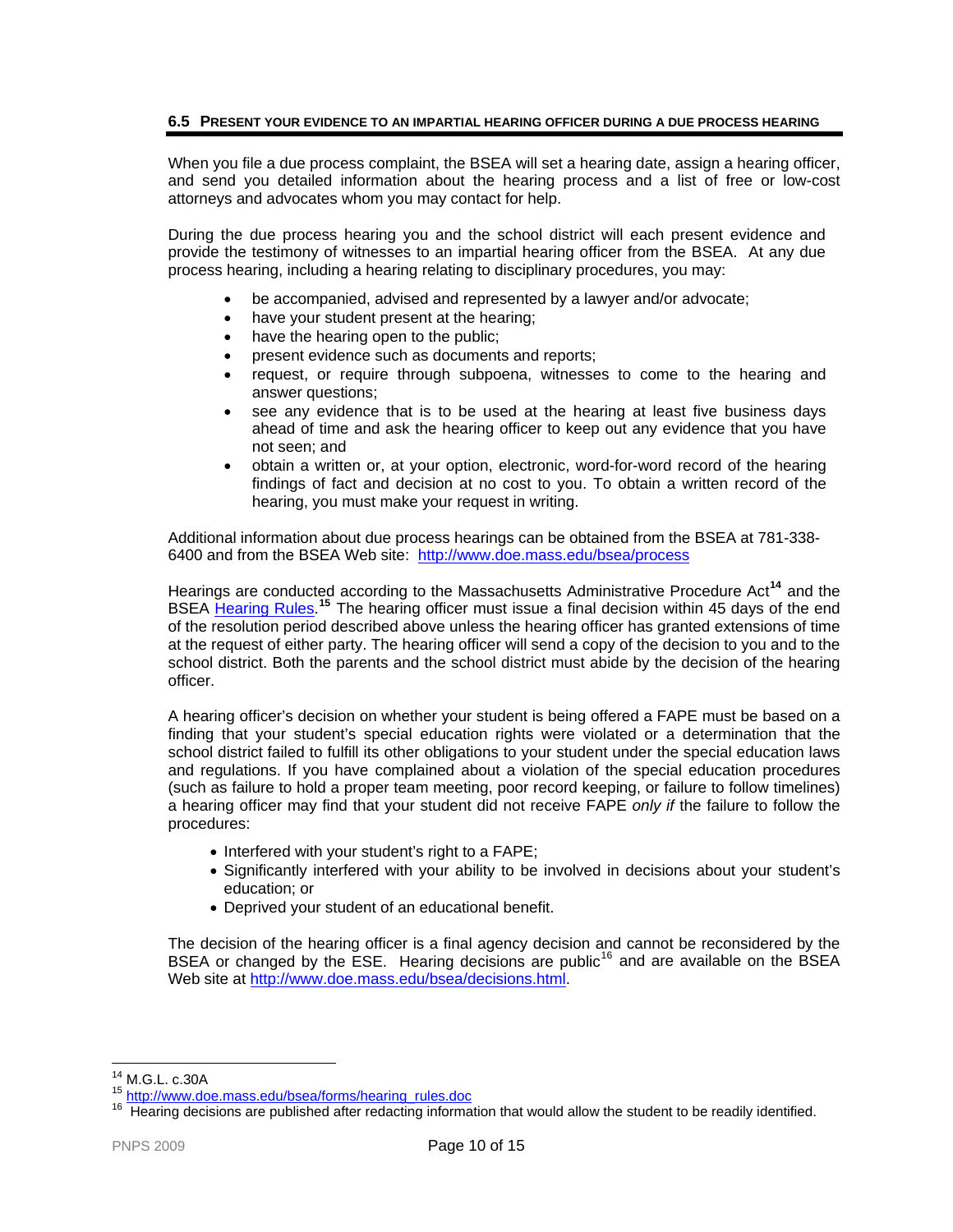### 6.5 Present your evidence to an impartial hearing officer during a due process hearing

When you file a due process complaint, the BSEA will set a hearing date, assign a hearing officer, and send you detailed information about the hearing process and a list of free or low-cost attorneys and advocates whom you may contact for help.

During the due process hearing you and the school district will each present evidence and provide the testimony of witnesses to an impartial hearing officer from the BSEA. At any due process hearing, including a hearing relating to disciplinary procedures, you may:

- be accompanied, advised and represented by a lawyer and/or advocate;
- have your student present at the hearing;
- have the hearing open to the public;
- present evidence such as documents and reports;
- request, or require through subpoena, witnesses to come to the hearing and answer questions;
- see any evidence that is to be used at the hearing at least five business days ahead of time and ask the hearing officer to keep out any evidence that you have not seen; and
- obtain a written or, at your option, electronic, word-for-word record of the hearing findings of fact and decision at no cost to you. To obtain a written record of the hearing, you must make your request in writing.

Additional information about due process hearings can be obtained from the BSEA at 781-338-6400 and from the BSEA Web site: http://www.doe.mass.edu/bsea/process

Hearings are conducted according to the Massachusetts Administrative Procedure Act[14] and the BSEA Hearing Rules.[15] The hearing officer must issue a final decision within 45 days of the end of the resolution period described above unless the hearing officer has granted extensions of time at the request of either party. The hearing officer will send a copy of the decision to you and to the school district. Both the parents and the school district must abide by the decision of the hearing officer.

A hearing officer's decision on whether your student is being offered a FAPE must be based on a finding that your student's special education rights were violated or a determination that the school district failed to fulfill its other obligations to your student under the special education laws and regulations. If you have complained about a violation of the special education procedures (such as failure to hold a proper team meeting, poor record keeping, or failure to follow timelines) a hearing officer may find that your student did not receive FAPE *only if* the failure to follow the procedures:

- Interfered with your student's right to a FAPE;
- Significantly interfered with your ability to be involved in decisions about your student's education; or
- Deprived your student of an educational benefit.

The decision of the hearing officer is a final agency decision and cannot be reconsidered by the BSEA or changed by the ESE. Hearing decisions are public[16] and are available on the BSEA Web site at http://www.doe.mass.edu/bsea/decisions.html.

---

[14] M.G.L. c.30A

[15] http://www.doe.mass.edu/bsea/forms/hearing_rules.doc

[16] Hearing decisions are published after redacting information that would allow the student to be readily identified.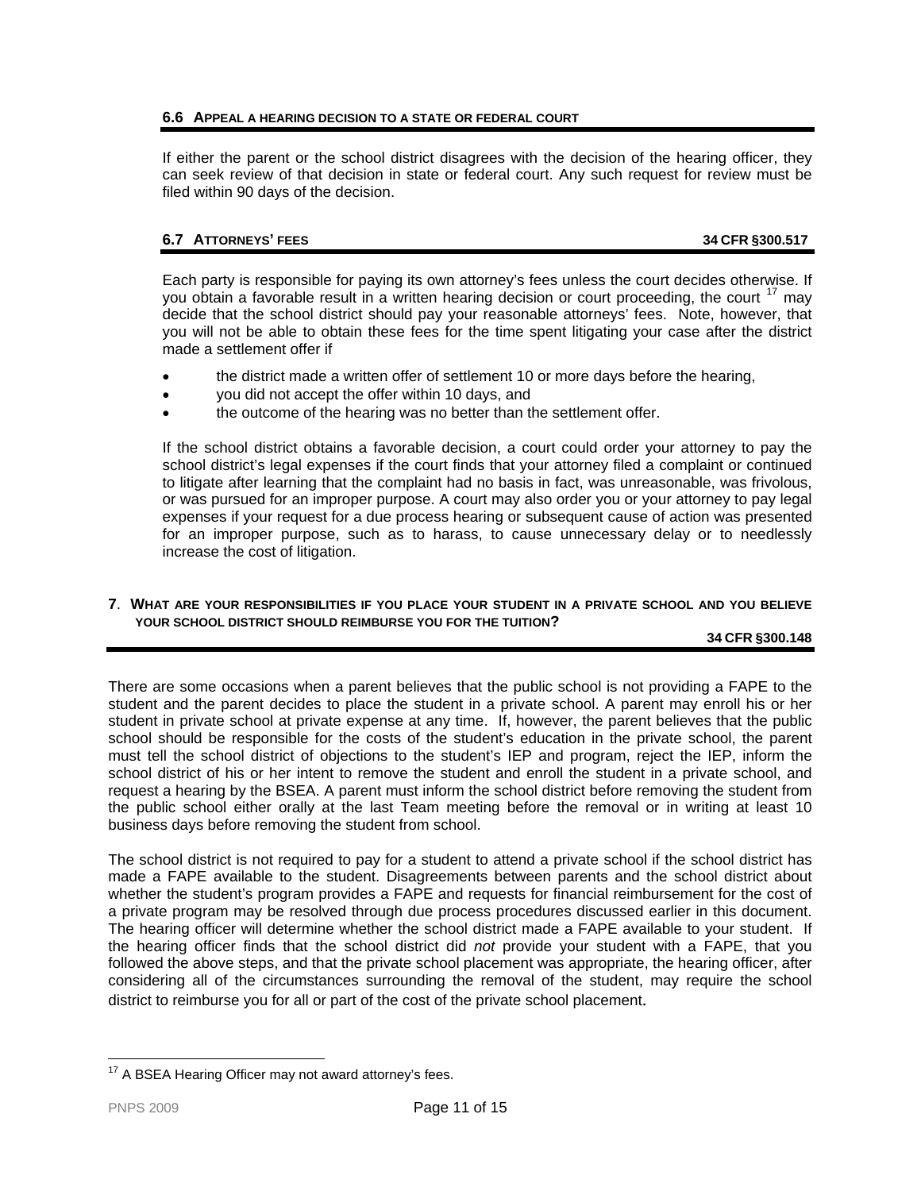### 6.6 APPEAL A HEARING DECISION TO A STATE OR FEDERAL COURT

If either the parent or the school district disagrees with the decision of the hearing officer, they can seek review of that decision in state or federal court. Any such request for review must be filed within 90 days of the decision.

### 6.7 ATTORNEYS' FEES — 34 CFR §300.517

Each party is responsible for paying its own attorney's fees unless the court decides otherwise. If you obtain a favorable result in a written hearing decision or court proceeding, the court [17] may decide that the school district should pay your reasonable attorneys' fees. Note, however, that you will not be able to obtain these fees for the time spent litigating your case after the district made a settlement offer if

- the district made a written offer of settlement 10 or more days before the hearing,
- you did not accept the offer within 10 days, and
- the outcome of the hearing was no better than the settlement offer.

If the school district obtains a favorable decision, a court could order your attorney to pay the school district's legal expenses if the court finds that your attorney filed a complaint or continued to litigate after learning that the complaint had no basis in fact, was unreasonable, was frivolous, or was pursued for an improper purpose. A court may also order you or your attorney to pay legal expenses if your request for a due process hearing or subsequent cause of action was presented for an improper purpose, such as to harass, to cause unnecessary delay or to needlessly increase the cost of litigation.

## 7. WHAT ARE YOUR RESPONSIBILITIES IF YOU PLACE YOUR STUDENT IN A PRIVATE SCHOOL AND YOU BELIEVE YOUR SCHOOL DISTRICT SHOULD REIMBURSE YOU FOR THE TUITION? — 34 CFR §300.148

There are some occasions when a parent believes that the public school is not providing a FAPE to the student and the parent decides to place the student in a private school. A parent may enroll his or her student in private school at private expense at any time. If, however, the parent believes that the public school should be responsible for the costs of the student's education in the private school, the parent must tell the school district of objections to the student's IEP and program, reject the IEP, inform the school district of his or her intent to remove the student and enroll the student in a private school, and request a hearing by the BSEA. A parent must inform the school district before removing the student from the public school either orally at the last Team meeting before the removal or in writing at least 10 business days before removing the student from school.

The school district is not required to pay for a student to attend a private school if the school district has made a FAPE available to the student. Disagreements between parents and the school district about whether the student's program provides a FAPE and requests for financial reimbursement for the cost of a private program may be resolved through due process procedures discussed earlier in this document. The hearing officer will determine whether the school district made a FAPE available to your student. If the hearing officer finds that the school district did *not* provide your student with a FAPE, that you followed the above steps, and that the private school placement was appropriate, the hearing officer, after considering all of the circumstances surrounding the removal of the student, may require the school district to reimburse you for all or part of the cost of the private school placement.

---

[17] A BSEA Hearing Officer may not award attorney's fees.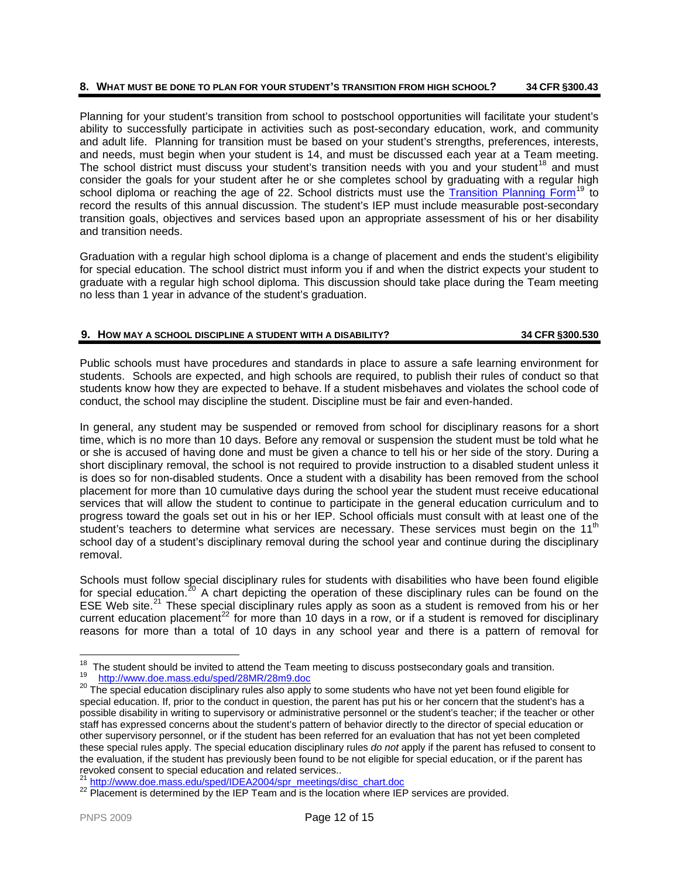## 8. WHAT MUST BE DONE TO PLAN FOR YOUR STUDENT'S TRANSITION FROM HIGH SCHOOL? 34 CFR §300.43

Planning for your student's transition from school to postschool opportunities will facilitate your student's ability to successfully participate in activities such as post-secondary education, work, and community and adult life. Planning for transition must be based on your student's strengths, preferences, interests, and needs, must begin when your student is 14, and must be discussed each year at a Team meeting. The school district must discuss your student's transition needs with you and your student[18] and must consider the goals for your student after he or she completes school by graduating with a regular high school diploma or reaching the age of 22. School districts must use the [Transition Planning Form](http://www.doe.mass.edu/sped/28MR/28m9.doc)[19] to record the results of this annual discussion. The student's IEP must include measurable post-secondary transition goals, objectives and services based upon an appropriate assessment of his or her disability and transition needs.

Graduation with a regular high school diploma is a change of placement and ends the student's eligibility for special education. The school district must inform you if and when the district expects your student to graduate with a regular high school diploma. This discussion should take place during the Team meeting no less than 1 year in advance of the student's graduation.

## 9. HOW MAY A SCHOOL DISCIPLINE A STUDENT WITH A DISABILITY? 34 CFR §300.530

Public schools must have procedures and standards in place to assure a safe learning environment for students. Schools are expected, and high schools are required, to publish their rules of conduct so that students know how they are expected to behave. If a student misbehaves and violates the school code of conduct, the school may discipline the student. Discipline must be fair and even-handed.

In general, any student may be suspended or removed from school for disciplinary reasons for a short time, which is no more than 10 days. Before any removal or suspension the student must be told what he or she is accused of having done and must be given a chance to tell his or her side of the story. During a short disciplinary removal, the school is not required to provide instruction to a disabled student unless it is does so for non-disabled students. Once a student with a disability has been removed from the school placement for more than 10 cumulative days during the school year the student must receive educational services that will allow the student to continue to participate in the general education curriculum and to progress toward the goals set out in his or her IEP. School officials must consult with at least one of the student's teachers to determine what services are necessary. These services must begin on the 11th school day of a student's disciplinary removal during the school year and continue during the disciplinary removal.

Schools must follow special disciplinary rules for students with disabilities who have been found eligible for special education.[20] A chart depicting the operation of these disciplinary rules can be found on the ESE Web site.[21] These special disciplinary rules apply as soon as a student is removed from his or her current education placement[22] for more than 10 days in a row, or if a student is removed for disciplinary reasons for more than a total of 10 days in any school year and there is a pattern of removal for

---

[18] The student should be invited to attend the Team meeting to discuss postsecondary goals and transition.

[19] http://www.doe.mass.edu/sped/28MR/28m9.doc

[20] The special education disciplinary rules also apply to some students who have not yet been found eligible for special education. If, prior to the conduct in question, the parent has put his or her concern that the student's has a possible disability in writing to supervisory or administrative personnel or the student's teacher; if the teacher or other staff has expressed concerns about the student's pattern of behavior directly to the director of special education or other supervisory personnel, or if the student has been referred for an evaluation that has not yet been completed these special rules apply. The special education disciplinary rules *do not* apply if the parent has refused to consent to the evaluation, if the student has previously been found to be not eligible for special education, or if the parent has revoked consent to special education and related services..

[21] http://www.doe.mass.edu/sped/IDEA2004/spr_meetings/disc_chart.doc

[22] Placement is determined by the IEP Team and is the location where IEP services are provided.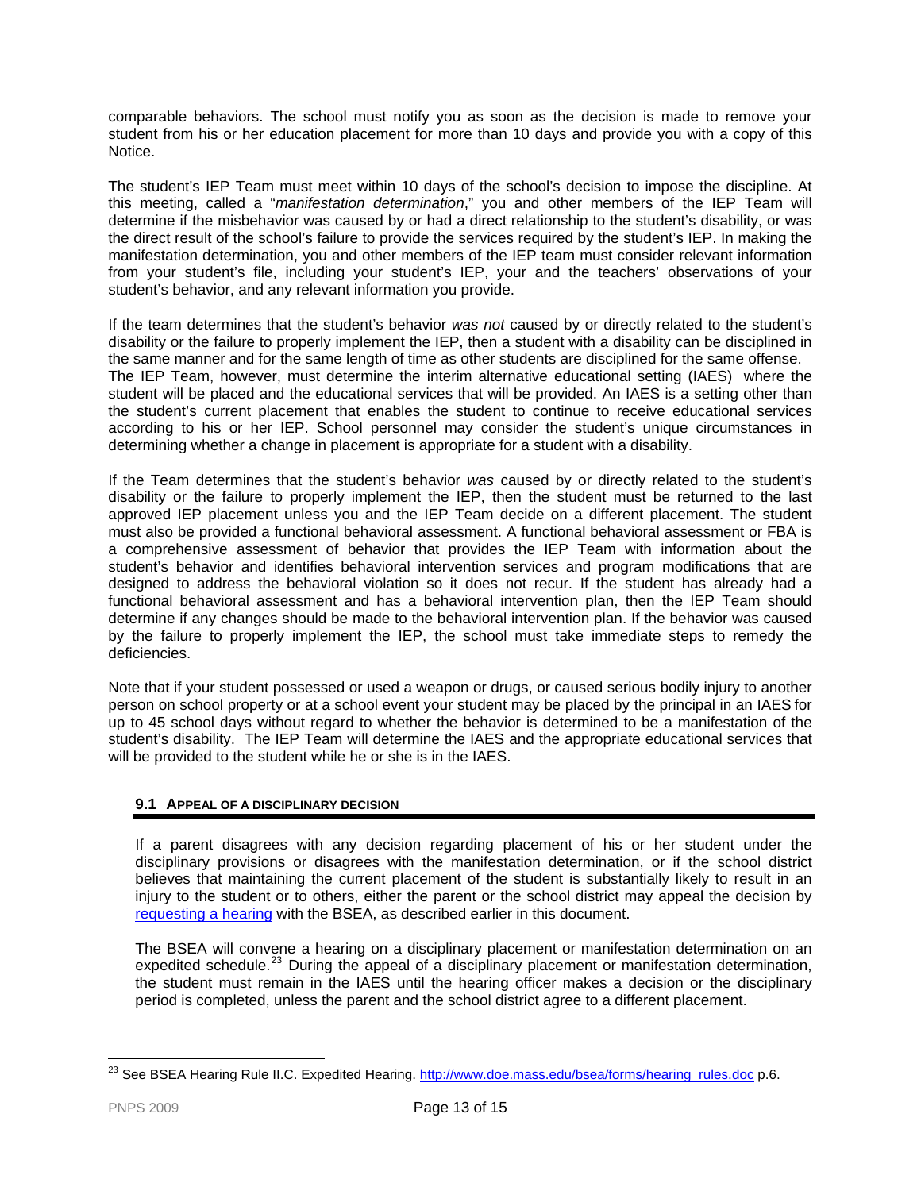comparable behaviors. The school must notify you as soon as the decision is made to remove your student from his or her education placement for more than 10 days and provide you with a copy of this Notice.

The student's IEP Team must meet within 10 days of the school's decision to impose the discipline. At this meeting, called a "*manifestation determination*," you and other members of the IEP Team will determine if the misbehavior was caused by or had a direct relationship to the student's disability, or was the direct result of the school's failure to provide the services required by the student's IEP. In making the manifestation determination, you and other members of the IEP team must consider relevant information from your student's file, including your student's IEP, your and the teachers' observations of your student's behavior, and any relevant information you provide.

If the team determines that the student's behavior *was not* caused by or directly related to the student's disability or the failure to properly implement the IEP, then a student with a disability can be disciplined in the same manner and for the same length of time as other students are disciplined for the same offense. The IEP Team, however, must determine the interim alternative educational setting (IAES) where the student will be placed and the educational services that will be provided. An IAES is a setting other than the student's current placement that enables the student to continue to receive educational services according to his or her IEP. School personnel may consider the student's unique circumstances in determining whether a change in placement is appropriate for a student with a disability.

If the Team determines that the student's behavior *was* caused by or directly related to the student's disability or the failure to properly implement the IEP, then the student must be returned to the last approved IEP placement unless you and the IEP Team decide on a different placement. The student must also be provided a functional behavioral assessment. A functional behavioral assessment or FBA is a comprehensive assessment of behavior that provides the IEP Team with information about the student's behavior and identifies behavioral intervention services and program modifications that are designed to address the behavioral violation so it does not recur. If the student has already had a functional behavioral assessment and has a behavioral intervention plan, then the IEP Team should determine if any changes should be made to the behavioral intervention plan. If the behavior was caused by the failure to properly implement the IEP, the school must take immediate steps to remedy the deficiencies.

Note that if your student possessed or used a weapon or drugs, or caused serious bodily injury to another person on school property or at a school event your student may be placed by the principal in an IAES for up to 45 school days without regard to whether the behavior is determined to be a manifestation of the student's disability. The IEP Team will determine the IAES and the appropriate educational services that will be provided to the student while he or she is in the IAES.

### 9.1 Appeal of a Disciplinary Decision

If a parent disagrees with any decision regarding placement of his or her student under the disciplinary provisions or disagrees with the manifestation determination, or if the school district believes that maintaining the current placement of the student is substantially likely to result in an injury to the student or to others, either the parent or the school district may appeal the decision by requesting a hearing with the BSEA, as described earlier in this document.

The BSEA will convene a hearing on a disciplinary placement or manifestation determination on an expedited schedule.[23] During the appeal of a disciplinary placement or manifestation determination, the student must remain in the IAES until the hearing officer makes a decision or the disciplinary period is completed, unless the parent and the school district agree to a different placement.

---

[23] See BSEA Hearing Rule II.C. Expedited Hearing. http://www.doe.mass.edu/bsea/forms/hearing_rules.doc p.6.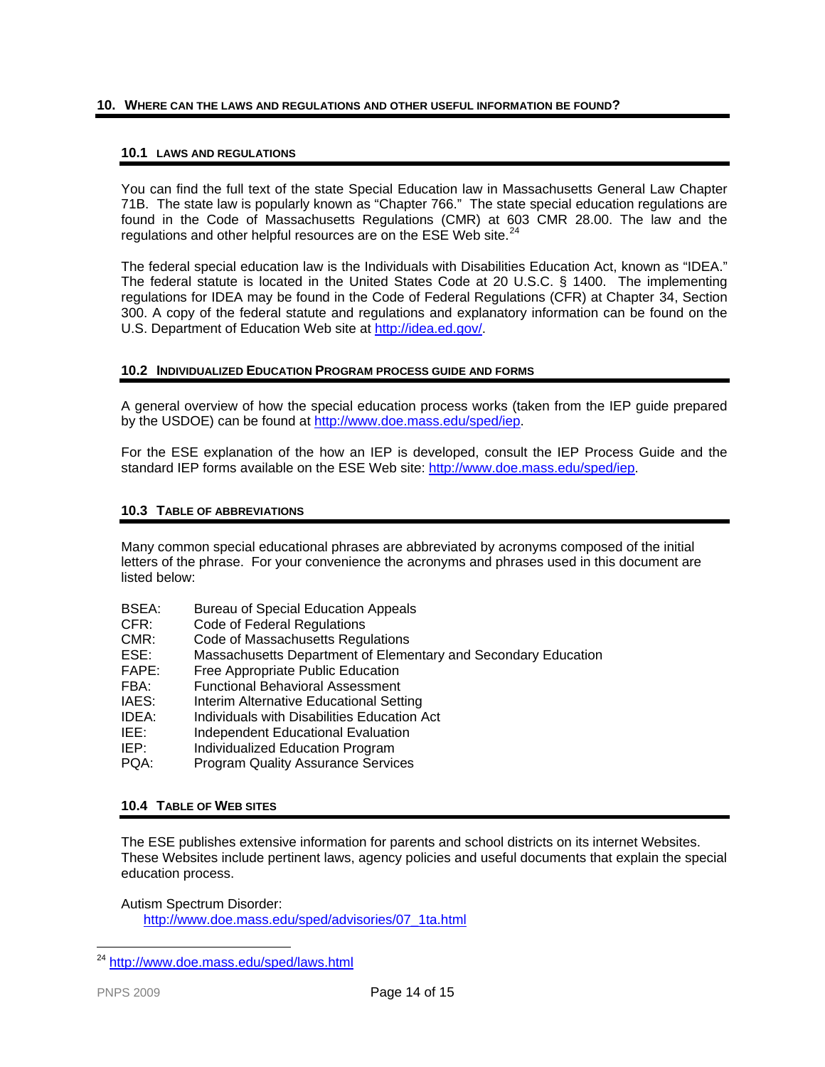## 10. WHERE CAN THE LAWS AND REGULATIONS AND OTHER USEFUL INFORMATION BE FOUND?

### 10.1 LAWS AND REGULATIONS

You can find the full text of the state Special Education law in Massachusetts General Law Chapter 71B. The state law is popularly known as "Chapter 766." The state special education regulations are found in the Code of Massachusetts Regulations (CMR) at 603 CMR 28.00. The law and the regulations and other helpful resources are on the ESE Web site.[24]

The federal special education law is the Individuals with Disabilities Education Act, known as "IDEA." The federal statute is located in the United States Code at 20 U.S.C. § 1400. The implementing regulations for IDEA may be found in the Code of Federal Regulations (CFR) at Chapter 34, Section 300. A copy of the federal statute and regulations and explanatory information can be found on the U.S. Department of Education Web site at http://idea.ed.gov/.

### 10.2 INDIVIDUALIZED EDUCATION PROGRAM PROCESS GUIDE AND FORMS

A general overview of how the special education process works (taken from the IEP guide prepared by the USDOE) can be found at http://www.doe.mass.edu/sped/iep.

For the ESE explanation of the how an IEP is developed, consult the IEP Process Guide and the standard IEP forms available on the ESE Web site: http://www.doe.mass.edu/sped/iep.

### 10.3 TABLE OF ABBREVIATIONS

Many common special educational phrases are abbreviated by acronyms composed of the initial letters of the phrase. For your convenience the acronyms and phrases used in this document are listed below:

BSEA: Bureau of Special Education Appeals
CFR: Code of Federal Regulations
CMR: Code of Massachusetts Regulations
ESE: Massachusetts Department of Elementary and Secondary Education
FAPE: Free Appropriate Public Education
FBA: Functional Behavioral Assessment
IAES: Interim Alternative Educational Setting
IDEA: Individuals with Disabilities Education Act
IEE: Independent Educational Evaluation
IEP: Individualized Education Program
PQA: Program Quality Assurance Services

### 10.4 TABLE OF WEB SITES

The ESE publishes extensive information for parents and school districts on its internet Websites. These Websites include pertinent laws, agency policies and useful documents that explain the special education process.

Autism Spectrum Disorder:
http://www.doe.mass.edu/sped/advisories/07_1ta.html

---

[24] http://www.doe.mass.edu/sped/laws.html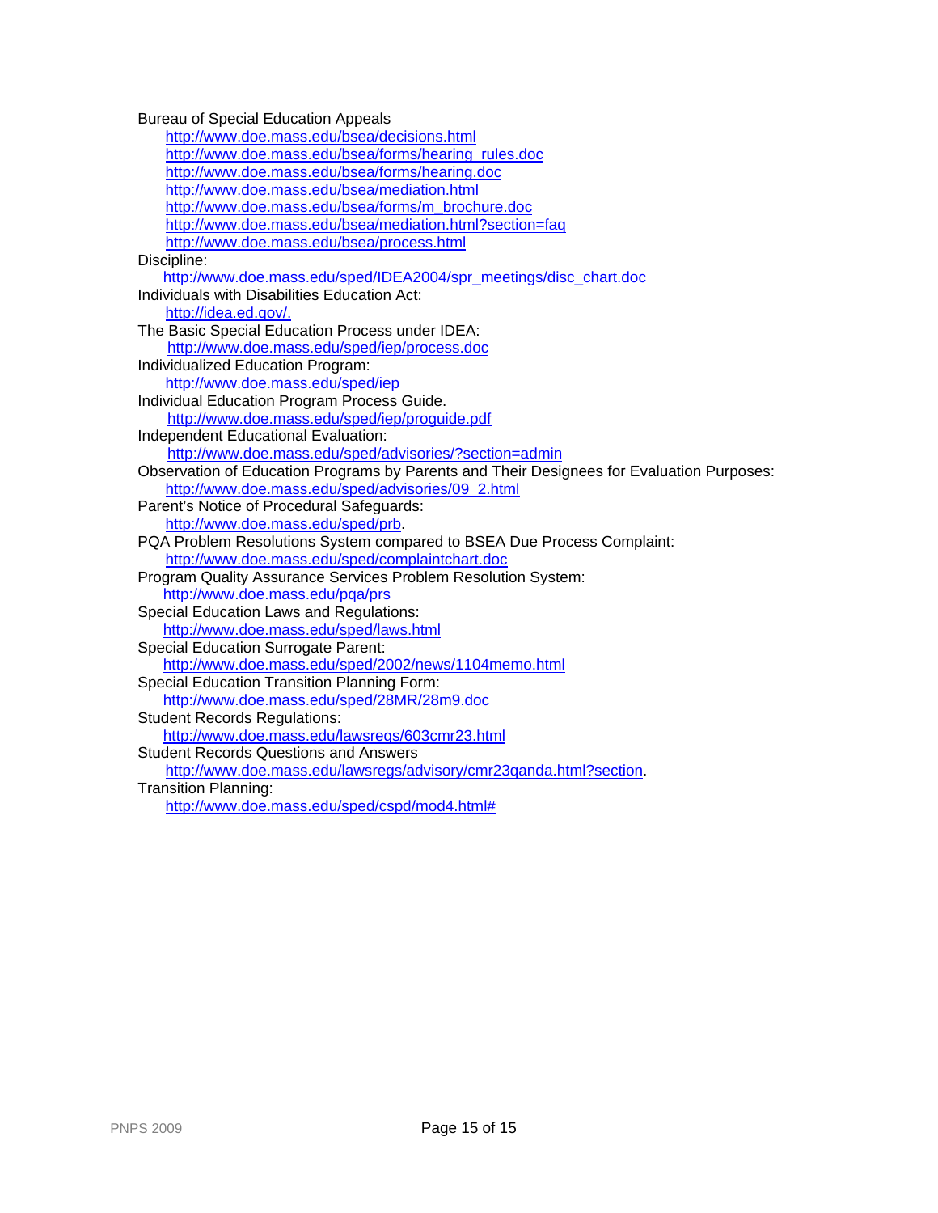Bureau of Special Education Appeals

http://www.doe.mass.edu/bsea/decisions.html
http://www.doe.mass.edu/bsea/forms/hearing_rules.doc
http://www.doe.mass.edu/bsea/forms/hearing.doc
http://www.doe.mass.edu/bsea/mediation.html
http://www.doe.mass.edu/bsea/forms/m_brochure.doc
http://www.doe.mass.edu/bsea/mediation.html?section=faq
http://www.doe.mass.edu/bsea/process.html

Discipline:
http://www.doe.mass.edu/sped/IDEA2004/spr_meetings/disc_chart.doc

Individuals with Disabilities Education Act:
http://idea.ed.gov/.

The Basic Special Education Process under IDEA:
http://www.doe.mass.edu/sped/iep/process.doc

Individualized Education Program:
http://www.doe.mass.edu/sped/iep

Individual Education Program Process Guide.
http://www.doe.mass.edu/sped/iep/proguide.pdf

Independent Educational Evaluation:
http://www.doe.mass.edu/sped/advisories/?section=admin

Observation of Education Programs by Parents and Their Designees for Evaluation Purposes:
http://www.doe.mass.edu/sped/advisories/09_2.html

Parent's Notice of Procedural Safeguards:
http://www.doe.mass.edu/sped/prb.

PQA Problem Resolutions System compared to BSEA Due Process Complaint:
http://www.doe.mass.edu/sped/complaintchart.doc

Program Quality Assurance Services Problem Resolution System:
http://www.doe.mass.edu/pqa/prs

Special Education Laws and Regulations:
http://www.doe.mass.edu/sped/laws.html

Special Education Surrogate Parent:
http://www.doe.mass.edu/sped/2002/news/1104memo.html

Special Education Transition Planning Form:
http://www.doe.mass.edu/sped/28MR/28m9.doc

Student Records Regulations:
http://www.doe.mass.edu/lawsregs/603cmr23.html

Student Records Questions and Answers
http://www.doe.mass.edu/lawsregs/advisory/cmr23qanda.html?section.

Transition Planning:
http://www.doe.mass.edu/sped/cspd/mod4.html#